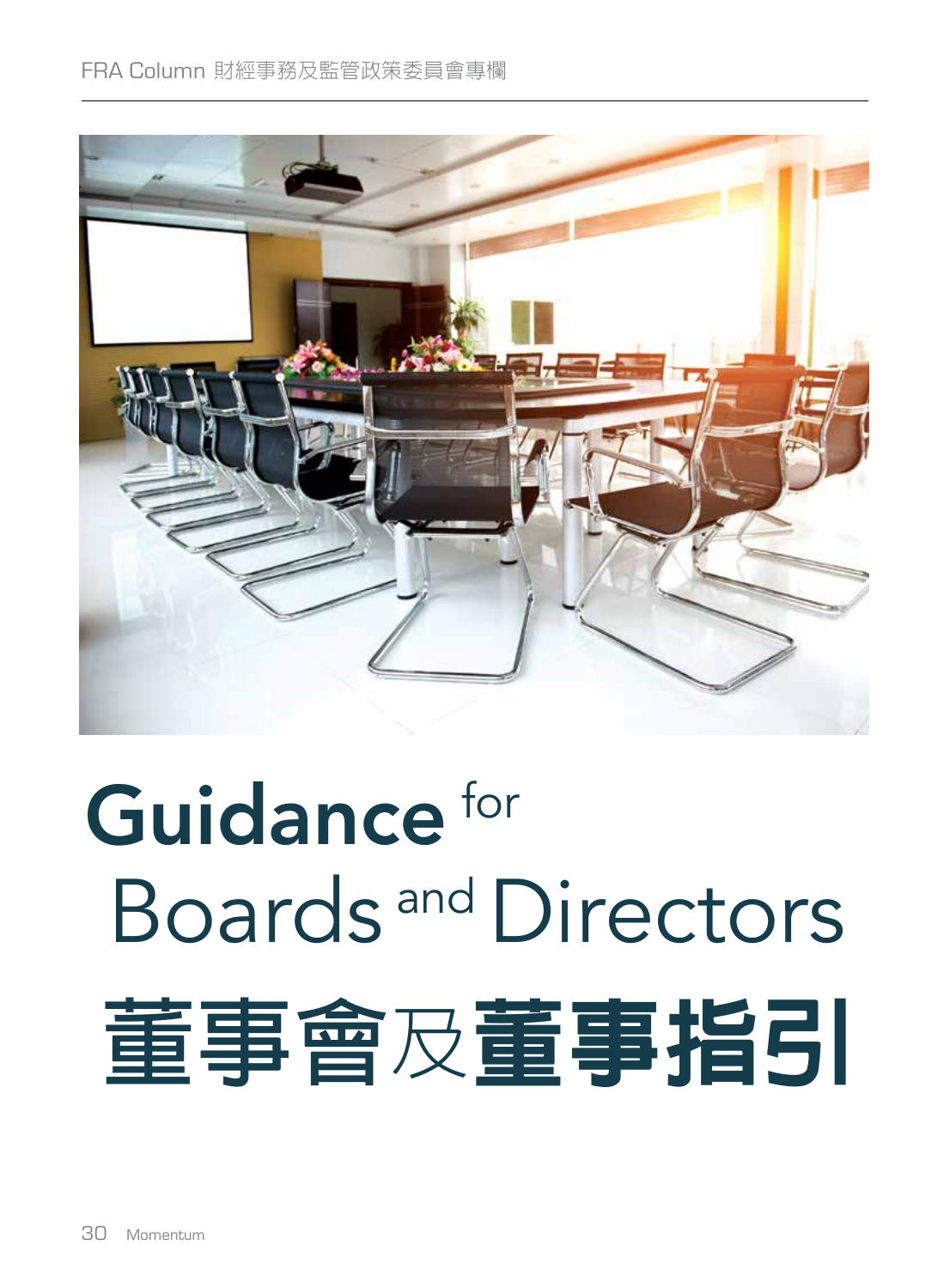# Guidance for Boards and Directors

# 董事會及董事指引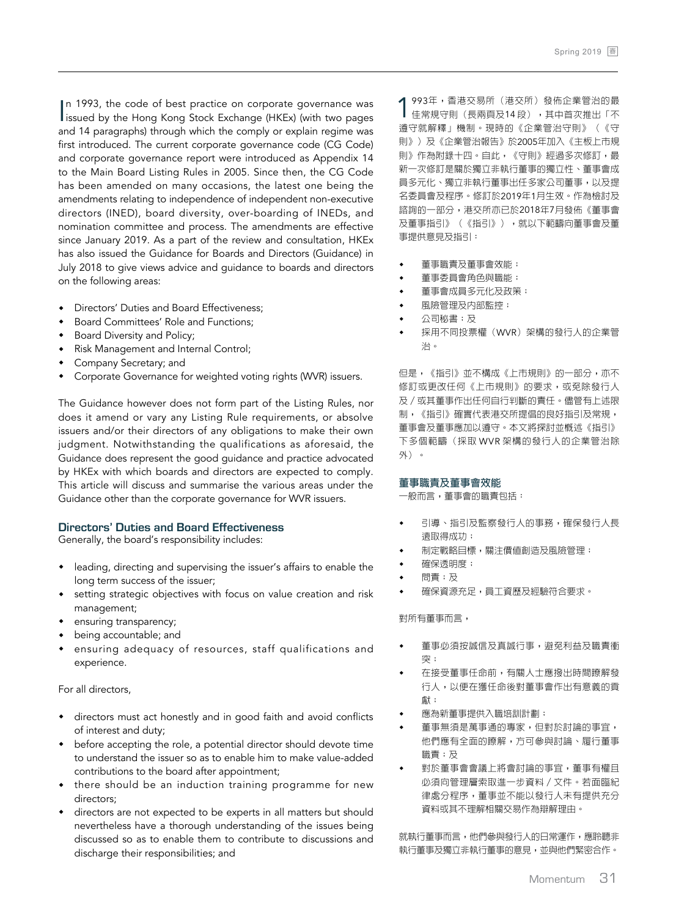In 1993, the code of best practice on corporate governance was issued by the Hong Kong Stock Exchange (HKEx) (with two pages and 14 paragraphs) through which the comply or explain regime was first introduced. The current corporate governance code (CG Code) and corporate governance report were introduced as Appendix 14 to the Main Board Listing Rules in 2005. Since then, the CG Code has been amended on many occasions, the latest one being the amendments relating to independence of independent non-executive directors (INED), board diversity, over-boarding of INEDs, and nomination committee and process. The amendments are effective since January 2019. As a part of the review and consultation, HKEx has also issued the Guidance for Boards and Directors (Guidance) in July 2018 to give views advice and guidance to boards and directors on the following areas:

- Directors' Duties and Board Effectiveness;
- Board Committees' Role and Functions;
- Board Diversity and Policy;
- Risk Management and Internal Control;
- Company Secretary; and
- Corporate Governance for weighted voting rights (WVR) issuers.

The Guidance however does not form part of the Listing Rules, nor does it amend or vary any Listing Rule requirements, or absolve issuers and/or their directors of any obligations to make their own judgment. Notwithstanding the qualifications as aforesaid, the Guidance does represent the good guidance and practice advocated by HKEx with which boards and directors are expected to comply. This article will discuss and summarise the various areas under the Guidance other than the corporate governance for WVR issuers.

## Directors' Duties and Board Effectiveness

Generally, the board's responsibility includes:

- leading, directing and supervising the issuer's affairs to enable the long term success of the issuer;
- setting strategic objectives with focus on value creation and risk management;
- ensuring transparency;
- being accountable; and
- ensuring adequacy of resources, staff qualifications and experience.

For all directors,

- directors must act honestly and in good faith and avoid conflicts of interest and duty;
- before accepting the role, a potential director should devote time to understand the issuer so as to enable him to make value-added contributions to the board after appointment;
- there should be an induction training programme for new directors;
- directors are not expected to be experts in all matters but should nevertheless have a thorough understanding of the issues being discussed so as to enable them to contribute to discussions and discharge their responsibilities; and

1993年，香港交易所（港交所）發佈企業管治的最佳常規守則（長兩頁及14段），其中首次推出「不遵守就解釋」機制。現時的《企業管治守則》（《守則》）及《企業管治報告》於2005年加入《主板上市規則》作為附錄十四。自此，《守則》經過多次修訂，最新一次修訂是關於獨立非執行董事的獨立性、董事會成員多元化、獨立非執行董事出任多家公司董事，以及提名委員會及程序。修訂於2019年1月生效。作為檢討及諮詢的一部分，港交所亦已於2018年7月發佈《董事會及董事指引》（《指引》），就以下範疇向董事會及董事提供意見及指引：

- 董事職責及董事會效能；
- 董事委員會角色與職能；
- 董事會成員多元化及政策；
- 風險管理及內部監控；
- 公司秘書；及
- 採用不同投票權（WVR）架構的發行人的企業管治。

但是，《指引》並不構成《上市規則》的一部分，亦不修訂或更改任何《上市規則》的要求，或免除發行人及／或其董事作出任何自行判斷的責任。儘管有上述限制，《指引》確實代表港交所提倡的良好指引及常規，董事會及董事應加以遵守。本文將探討並概述《指引》下多個範疇（採取 WVR 架構的發行人的企業管治除外）。

## 董事職責及董事會效能

一般而言，董事會的職責包括：

- 引導、指引及監察發行人的事務，確保發行人長遠取得成功；
- 制定戰略目標，關注價值創造及風險管理；
- 確保透明度；
- 問責；及
- 確保資源充足，員工資歷及經驗符合要求。

對所有董事而言，

- 董事必須按誠信及真誠行事，避免利益及職責衝突；
- 在接受董事任命前，有關人士應撥出時間瞭解發行人，以便在獲任命後對董事會作出有意義的貢獻；
- 應為新董事提供入職培訓計劃；
- 董事無須是萬事通的專家，但對於討論的事宜，他們應有全面的瞭解，方可參與討論、履行董事職責；及
- 對於董事會會議上將會討論的事宜，董事有權且必須向管理層索取進一步資料／文件。若面臨紀律處分程序，董事並不能以發行人未有提供充分資料或其不理解相關交易作為辯解理由。

就執行董事而言，他們參與發行人的日常運作，應聆聽非執行董事及獨立非執行董事的意見，並與他們緊密合作。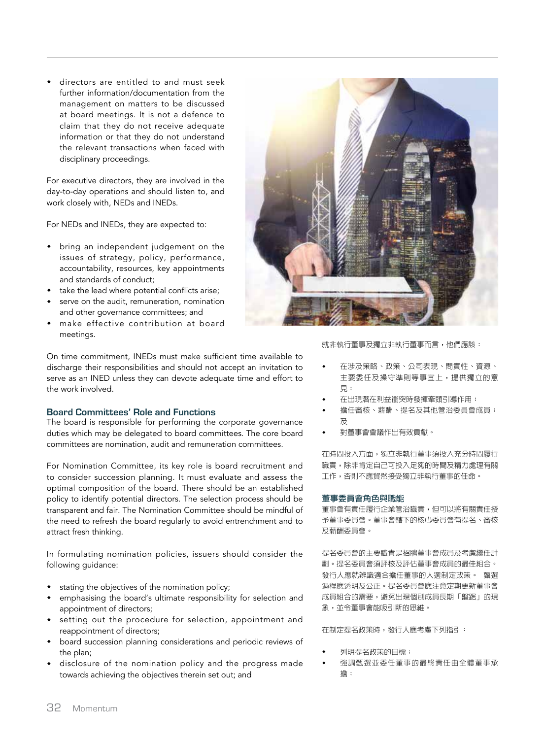- directors are entitled to and must seek further information/documentation from the management on matters to be discussed at board meetings. It is not a defence to claim that they do not receive adequate information or that they do not understand the relevant transactions when faced with disciplinary proceedings.

For executive directors, they are involved in the day-to-day operations and should listen to, and work closely with, NEDs and INEDs.

For NEDs and INEDs, they are expected to:

- bring an independent judgement on the issues of strategy, policy, performance, accountability, resources, key appointments and standards of conduct;
- take the lead where potential conflicts arise;
- serve on the audit, remuneration, nomination and other governance committees; and
- make effective contribution at board meetings.

On time commitment, INEDs must make sufficient time available to discharge their responsibilities and should not accept an invitation to serve as an INED unless they can devote adequate time and effort to the work involved.

### Board Committees' Role and Functions

The board is responsible for performing the corporate governance duties which may be delegated to board committees. The core board committees are nomination, audit and remuneration committees.

For Nomination Committee, its key role is board recruitment and to consider succession planning. It must evaluate and assess the optimal composition of the board. There should be an established policy to identify potential directors. The selection process should be transparent and fair. The Nomination Committee should be mindful of the need to refresh the board regularly to avoid entrenchment and to attract fresh thinking.

In formulating nomination policies, issuers should consider the following guidance:

- stating the objectives of the nomination policy;
- emphasising the board's ultimate responsibility for selection and appointment of directors;
- setting out the procedure for selection, appointment and reappointment of directors;
- board succession planning considerations and periodic reviews of the plan;
- disclosure of the nomination policy and the progress made towards achieving the objectives therein set out; and

就非執行董事及獨立非執行董事而言，他們應該：

- 在涉及策略、政策、公司表現、問責性、資源、主要委任及操守準則等事宜上，提供獨立的意見；
- 在出現潛在利益衝突時發揮牽頭引導作用；
- 擔任審核、薪酬、提名及其他管治委員會成員；及
- 對董事會會議作出有效貢獻。

在時間投入方面，獨立非執行董事須投入充分時間履行職責，除非肯定自己可投入足夠的時間及精力處理有關工作，否則不應貿然接受獨立非執行董事的任命。

### 董事委員會角色與職能

董事會有責任履行企業管治職責，但可以將有關責任授予董事委員會。董事會轄下的核心委員會有提名、審核及薪酬委員會。

提名委員會的主要職責是招聘董事會成員及考慮繼任計劃。提名委員會須評核及評估董事會成員的最佳組合。發行人應就辨識適合擔任董事的人選制定政策。 甄選過程應透明及公正。提名委員會應注意定期更新董事會成員組合的需要，避免出現個別成員長期「盤踞」的現象，並令董事會能吸引新的思維。

在制定提名政策時，發行人應考慮下列指引：

- 列明提名政策的目標；
- 強調甄選並委任董事的最終責任由全體董事承擔；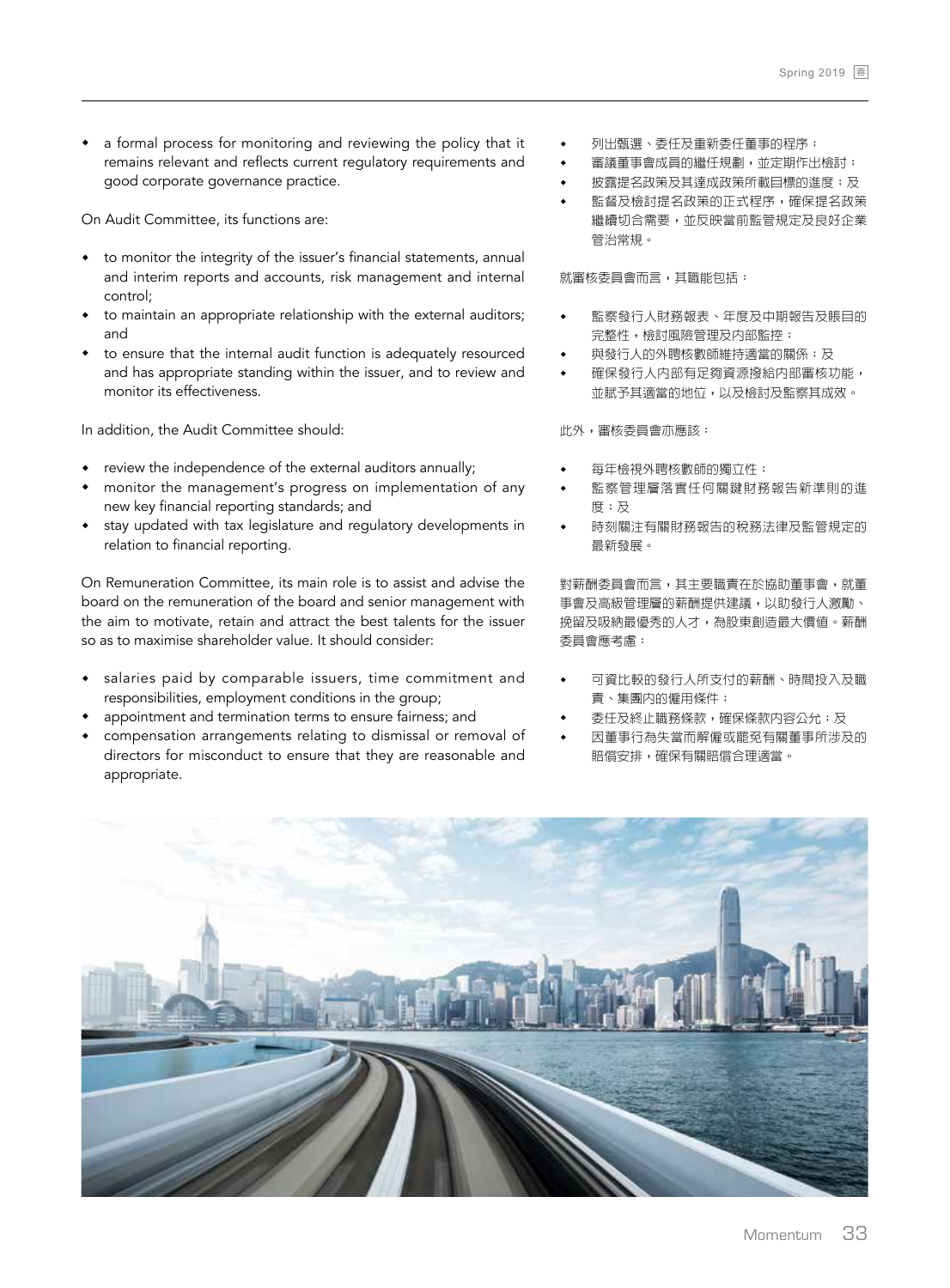- a formal process for monitoring and reviewing the policy that it remains relevant and reflects current regulatory requirements and good corporate governance practice.

On Audit Committee, its functions are:

- to monitor the integrity of the issuer's financial statements, annual and interim reports and accounts, risk management and internal control;
- to maintain an appropriate relationship with the external auditors; and
- to ensure that the internal audit function is adequately resourced and has appropriate standing within the issuer, and to review and monitor its effectiveness.

In addition, the Audit Committee should:

- review the independence of the external auditors annually;
- monitor the management's progress on implementation of any new key financial reporting standards; and
- stay updated with tax legislature and regulatory developments in relation to financial reporting.

On Remuneration Committee, its main role is to assist and advise the board on the remuneration of the board and senior management with the aim to motivate, retain and attract the best talents for the issuer so as to maximise shareholder value. It should consider:

- salaries paid by comparable issuers, time commitment and responsibilities, employment conditions in the group;
- appointment and termination terms to ensure fairness; and
- compensation arrangements relating to dismissal or removal of directors for misconduct to ensure that they are reasonable and appropriate.

- 列出甄選、委任及重新委任董事的程序；
- 審議董事會成員的繼任規劃，並定期作出檢討；
- 披露提名政策及其達成政策所載目標的進度；及
- 監督及檢討提名政策的正式程序，確保提名政策繼續切合需要，並反映當前監管規定及良好企業管治常規。

就審核委員會而言，其職能包括：

- 監察發行人財務報表、年度及中期報告及賬目的完整性，檢討風險管理及內部監控；
- 與發行人的外聘核數師維持適當的關係；及
- 確保發行人內部有足夠資源撥給內部審核功能，並賦予其適當的地位，以及檢討及監察其成效。

此外，審核委員會亦應該：

- 每年檢視外聘核數師的獨立性；
- 監察管理層落實任何關鍵財務報告新準則的進度；及
- 時刻關注有關財務報告的稅務法律及監管規定的最新發展。

對薪酬委員會而言，其主要職責在於協助董事會，就董事會及高級管理層的薪酬提供建議，以助發行人激勵、挽留及吸納最優秀的人才，為股東創造最大價值。薪酬委員會應考慮：

- 可資比較的發行人所支付的薪酬、時間投入及職責、集團內的僱用條件；
- 委任及終止職務條款，確保條款內容公允；及
- 因董事行為失當而解僱或罷免有關董事所涉及的賠償安排，確保有關賠償合理適當。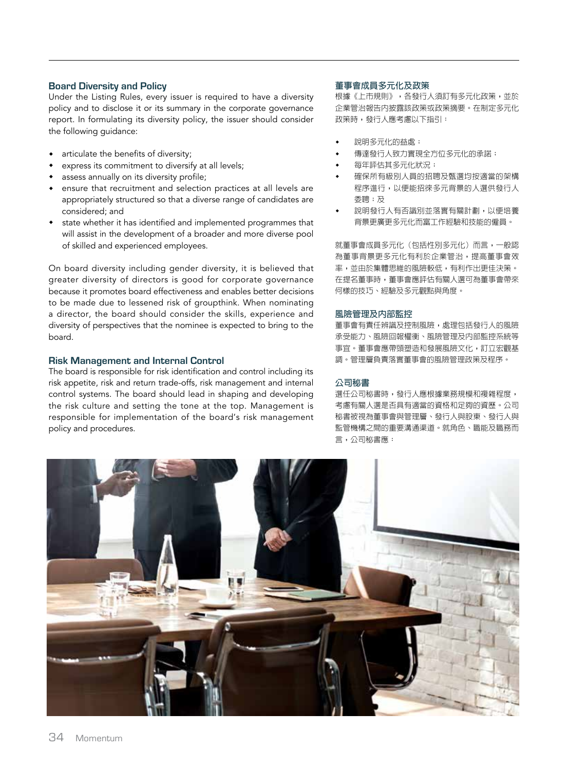### Board Diversity and Policy

Under the Listing Rules, every issuer is required to have a diversity policy and to disclose it or its summary in the corporate governance report. In formulating its diversity policy, the issuer should consider the following guidance:

- articulate the benefits of diversity;
- express its commitment to diversify at all levels;
- assess annually on its diversity profile;
- ensure that recruitment and selection practices at all levels are appropriately structured so that a diverse range of candidates are considered; and
- state whether it has identified and implemented programmes that will assist in the development of a broader and more diverse pool of skilled and experienced employees.

On board diversity including gender diversity, it is believed that greater diversity of directors is good for corporate governance because it promotes board effectiveness and enables better decisions to be made due to lessened risk of groupthink. When nominating a director, the board should consider the skills, experience and diversity of perspectives that the nominee is expected to bring to the board.

### Risk Management and Internal Control

The board is responsible for risk identification and control including its risk appetite, risk and return trade-offs, risk management and internal control systems. The board should lead in shaping and developing the risk culture and setting the tone at the top. Management is responsible for implementation of the board's risk management policy and procedures.

### 董事會成員多元化及政策

根據《上市規則》，各發行人須訂有多元化政策，並於企業管治報告內披露該政策或政策摘要。在制定多元化政策時，發行人應考慮以下指引：

- 說明多元化的益處；
- 傳達發行人致力實現全方位多元化的承諾；
- 每年評估其多元化狀況；
- 確保所有級別人員的招聘及甄選均按適當的架構程序進行，以便能招徠多元背景的人選供發行人委聘；及
- 說明發行人有否識別並落實有關計劃，以便培養背景更廣更多元化而富工作經驗和技能的僱員。

就董事會成員多元化（包括性別多元化）而言，一般認為董事背景更多元化有利於企業管治，提高董事會效率，並由於集體思維的風險較低，有利作出更佳決策。在提名董事時，董事會應評估有關人選可為董事會帶來何樣的技巧、經驗及多元觀點與角度。

### 風險管理及內部監控

董事會有責任辨識及控制風險，處理包括發行人的風險承受能力、風險回報權衡、風險管理及內部監控系統等事宜。董事會應帶頭塑造和發展風險文化，訂立宏觀基調。管理層負責落實董事會的風險管理政策及程序。

### 公司秘書

選任公司秘書時，發行人應根據業務規模和複雜程度，考慮有關人選是否具有適當的資格和足夠的資歷。公司秘書被視為董事會與管理層、發行人與股東、發行人與監管機構之間的重要溝通渠道。就角色、職能及職務而言，公司秘書應：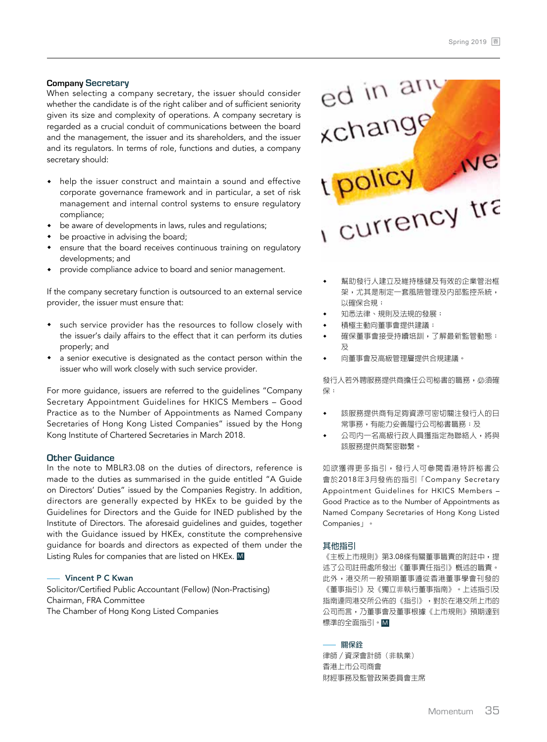## Company Secretary

When selecting a company secretary, the issuer should consider whether the candidate is of the right caliber and of sufficient seniority given its size and complexity of operations. A company secretary is regarded as a crucial conduit of communications between the board and the management, the issuer and its shareholders, and the issuer and its regulators. In terms of role, functions and duties, a company secretary should:

- help the issuer construct and maintain a sound and effective corporate governance framework and in particular, a set of risk management and internal control systems to ensure regulatory compliance;
- be aware of developments in laws, rules and regulations;
- be proactive in advising the board;
- ensure that the board receives continuous training on regulatory developments; and
- provide compliance advice to board and senior management.

If the company secretary function is outsourced to an external service provider, the issuer must ensure that:

- such service provider has the resources to follow closely with the issuer's daily affairs to the effect that it can perform its duties properly; and
- a senior executive is designated as the contact person within the issuer who will work closely with such service provider.

For more guidance, issuers are referred to the guidelines "Company Secretary Appointment Guidelines for HKICS Members – Good Practice as to the Number of Appointments as Named Company Secretaries of Hong Kong Listed Companies" issued by the Hong Kong Institute of Chartered Secretaries in March 2018.

## Other Guidance

In the note to MBLR3.08 on the duties of directors, reference is made to the duties as summarised in the guide entitled "A Guide on Directors' Duties" issued by the Companies Registry. In addition, directors are generally expected by HKEx to be guided by the Guidelines for Directors and the Guide for INED published by the Institute of Directors. The aforesaid guidelines and guides, together with the Guidance issued by HKEx, constitute the comprehensive guidance for boards and directors as expected of them under the Listing Rules for companies that are listed on HKEx. M

**— Vincent P C Kwan**
Solicitor/Certified Public Accountant (Fellow) (Non-Practising)
Chairman, FRA Committee
The Chamber of Hong Kong Listed Companies

- 幫助發行人建立及維持穩健及有效的企業管治框架，尤其是制定一套風險管理及內部監控系統，以確保合規；
- 知悉法律、規則及法規的發展；
- 積極主動向董事會提供建議；
- 確保董事會接受持續培訓，了解最新監管動態；及
- 向董事會及高級管理層提供合規建議。

發行人若外聘服務提供商擔任公司秘書的職務，必須確保：

- 該服務提供商有足夠資源可密切關注發行人的日常事務，有能力妥善履行公司秘書職務；及
- 公司內一名高級行政人員獲指定為聯絡人，將與該服務提供商緊密聯繫。

如欲獲得更多指引，發行人可參閱香港特許秘書公會於2018年3月發佈的指引「Company Secretary Appointment Guidelines for HKICS Members – Good Practice as to the Number of Appointments as Named Company Secretaries of Hong Kong Listed Companies」。

## 其他指引

《主板上市規則》第3.08條有關董事職責的附註中，提述了公司註冊處所發出《董事責任指引》概述的職責。此外，港交所一般預期董事遵從香港董事學會刊發的《董事指引》及《獨立非執行董事指南》。上述指引及指南連同港交所公佈的《指引》，對於在港交所上市的公司而言，乃董事會及董事根據《上市規則》預期達到標準的全面指引。M

**— 關保銓**
律師 / 資深會計師（非執業）
香港上市公司商會
財經事務及監管政策委員會主席